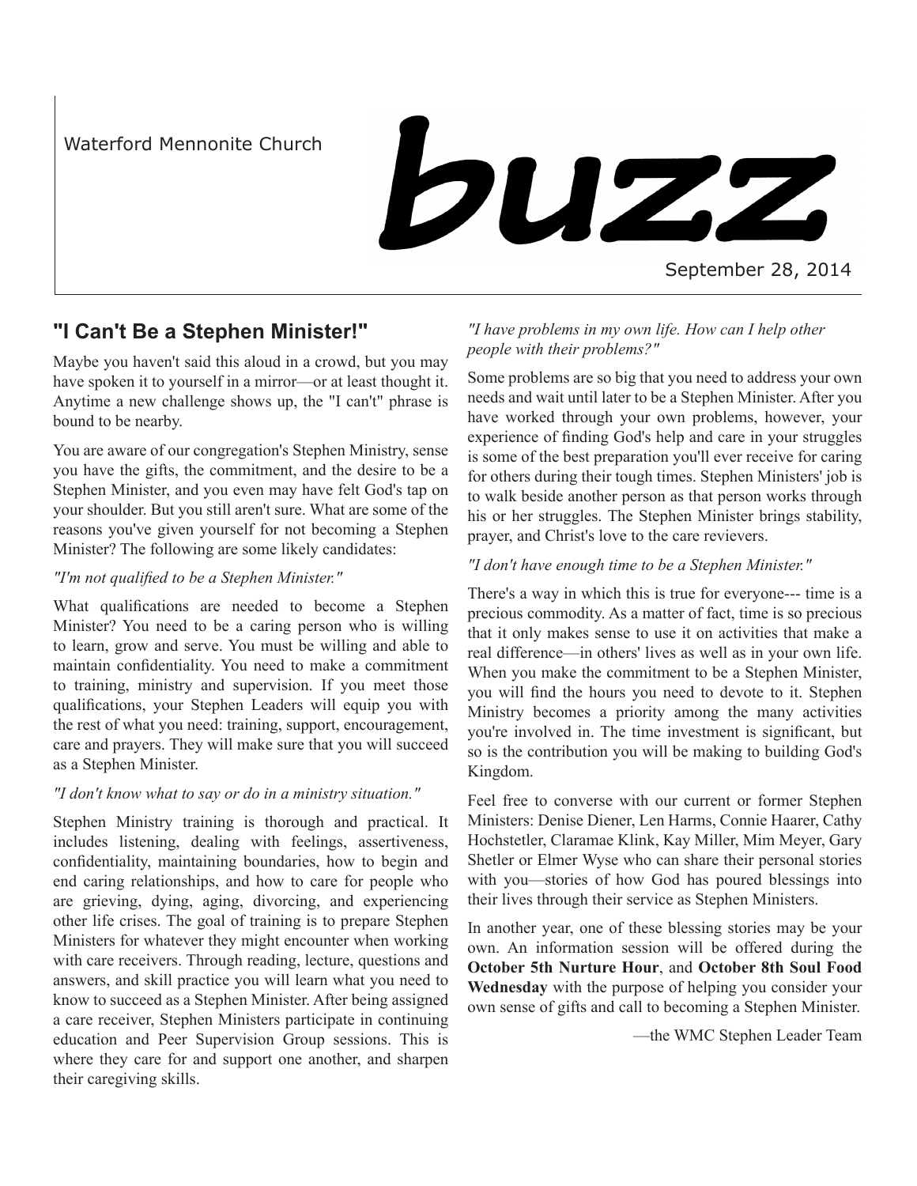Waterford Mennonite Church

# buzz

September 28, 2014

## "I Can't Be a Stephen Minister!"

Maybe you haven't said this aloud in a crowd, but you may have spoken it to yourself in a mirror—or at least thought it. Anytime a new challenge shows up, the "I can't" phrase is bound to be nearby.

You are aware of our congregation's Stephen Ministry, sense you have the gifts, the commitment, and the desire to be a Stephen Minister, and you even may have felt God's tap on your shoulder. But you still aren't sure. What are some of the reasons you've given yourself for not becoming a Stephen Minister? The following are some likely candidates:

*"I'm not qualified to be a Stephen Minister."*

What qualifications are needed to become a Stephen Minister? You need to be a caring person who is willing to learn, grow and serve. You must be willing and able to maintain confidentiality. You need to make a commitment to training, ministry and supervision. If you meet those qualifications, your Stephen Leaders will equip you with the rest of what you need: training, support, encouragement, care and prayers. They will make sure that you will succeed as a Stephen Minister.

*"I don't know what to say or do in a ministry situation."*

Stephen Ministry training is thorough and practical. It includes listening, dealing with feelings, assertiveness, confidentiality, maintaining boundaries, how to begin and end caring relationships, and how to care for people who are grieving, dying, aging, divorcing, and experiencing other life crises. The goal of training is to prepare Stephen Ministers for whatever they might encounter when working with care receivers. Through reading, lecture, questions and answers, and skill practice you will learn what you need to know to succeed as a Stephen Minister. After being assigned a care receiver, Stephen Ministers participate in continuing education and Peer Supervision Group sessions. This is where they care for and support one another, and sharpen their caregiving skills.

*"I have problems in my own life. How can I help other people with their problems?"*

Some problems are so big that you need to address your own needs and wait until later to be a Stephen Minister. After you have worked through your own problems, however, your experience of finding God's help and care in your struggles is some of the best preparation you'll ever receive for caring for others during their tough times. Stephen Ministers' job is to walk beside another person as that person works through his or her struggles. The Stephen Minister brings stability, prayer, and Christ's love to the care revievers.

*"I don't have enough time to be a Stephen Minister."*

There's a way in which this is true for everyone--- time is a precious commodity. As a matter of fact, time is so precious that it only makes sense to use it on activities that make a real difference—in others' lives as well as in your own life. When you make the commitment to be a Stephen Minister, you will find the hours you need to devote to it. Stephen Ministry becomes a priority among the many activities you're involved in. The time investment is significant, but so is the contribution you will be making to building God's Kingdom.

Feel free to converse with our current or former Stephen Ministers: Denise Diener, Len Harms, Connie Haarer, Cathy Hochstetler, Claramae Klink, Kay Miller, Mim Meyer, Gary Shetler or Elmer Wyse who can share their personal stories with you—stories of how God has poured blessings into their lives through their service as Stephen Ministers.

In another year, one of these blessing stories may be your own. An information session will be offered during the **October 5th Nurture Hour**, and **October 8th Soul Food Wednesday** with the purpose of helping you consider your own sense of gifts and call to becoming a Stephen Minister.

—the WMC Stephen Leader Team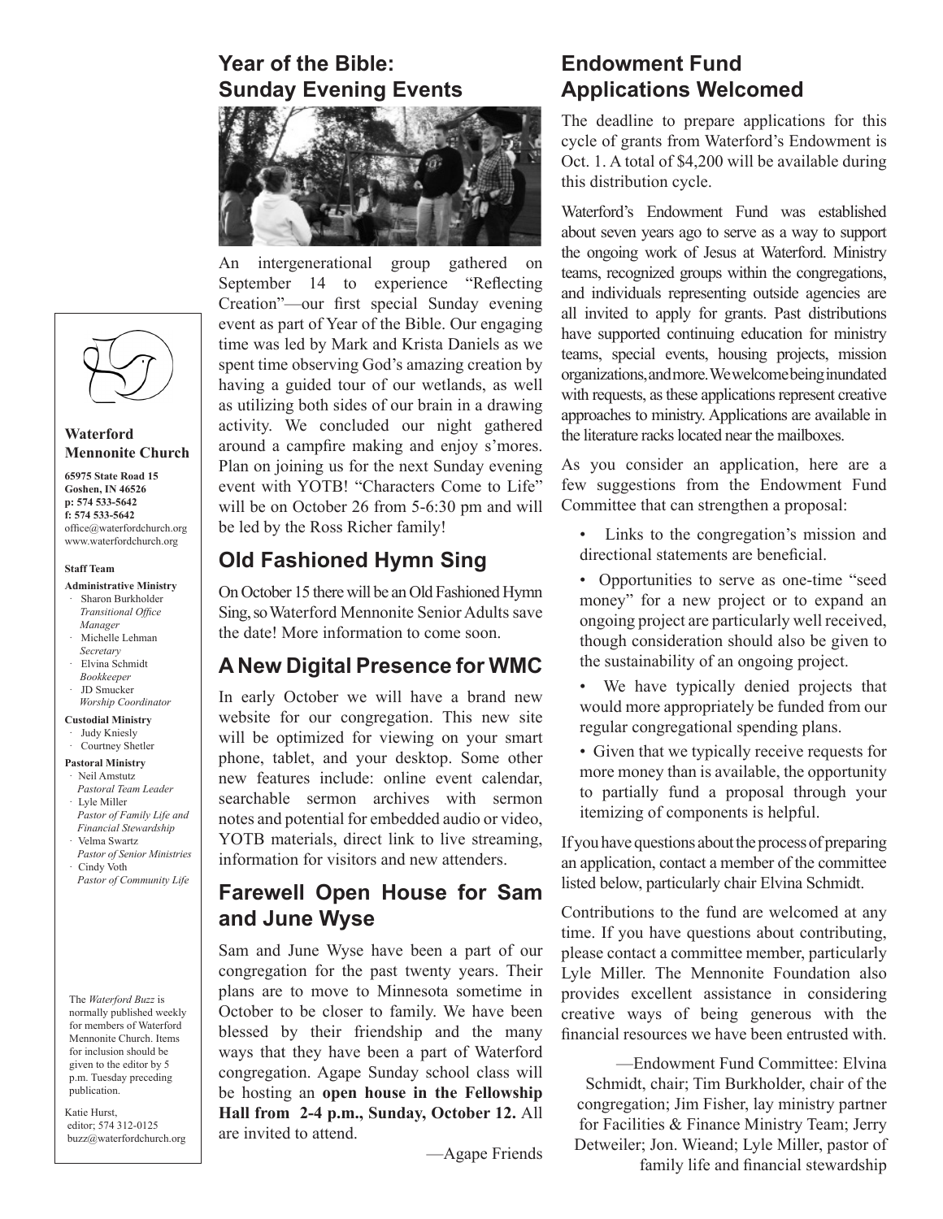## Waterford Mennonite Church

**65975 State Road 15**
**Goshen, IN 46526**
**p: 574 533-5642**
**f: 574 533-5642**
office@waterfordchurch.org
www.waterfordchurch.org

**Staff Team**

**Administrative Ministry**
- Sharon Burkholder
  *Transitional Office Manager*
- Michelle Lehman
  *Secretary*
- Elvina Schmidt
  *Bookkeeper*
- JD Smucker
  *Worship Coordinator*

**Custodial Ministry**
- Judy Kniesly
- Courtney Shetler

**Pastoral Ministry**
- Neil Amstutz
  *Pastoral Team Leader*
- Lyle Miller
  *Pastor of Family Life and Financial Stewardship*
- Velma Swartz
  *Pastor of Senior Ministries*
- Cindy Voth
  *Pastor of Community Life*

The *Waterford Buzz* is normally published weekly for members of Waterford Mennonite Church. Items for inclusion should be given to the editor by 5 p.m. Tuesday preceding publication.

Katie Hurst,
editor; 574 312-0125
buzz@waterfordchurch.org

## Year of the Bible: Sunday Evening Events

An intergenerational group gathered on September 14 to experience "Reflecting Creation"—our first special Sunday evening event as part of Year of the Bible. Our engaging time was led by Mark and Krista Daniels as we spent time observing God's amazing creation by having a guided tour of our wetlands, as well as utilizing both sides of our brain in a drawing activity. We concluded our night gathered around a campfire making and enjoy s'mores. Plan on joining us for the next Sunday evening event with YOTB! "Characters Come to Life" will be on October 26 from 5-6:30 pm and will be led by the Ross Richer family!

## Old Fashioned Hymn Sing

On October 15 there will be an Old Fashioned Hymn Sing, so Waterford Mennonite Senior Adults save the date! More information to come soon.

## A New Digital Presence for WMC

In early October we will have a brand new website for our congregation. This new site will be optimized for viewing on your smart phone, tablet, and your desktop. Some other new features include: online event calendar, searchable sermon archives with sermon notes and potential for embedded audio or video, YOTB materials, direct link to live streaming, information for visitors and new attenders.

## Farewell Open House for Sam and June Wyse

Sam and June Wyse have been a part of our congregation for the past twenty years. Their plans are to move to Minnesota sometime in October to be closer to family. We have been blessed by their friendship and the many ways that they have been a part of Waterford congregation. Agape Sunday school class will be hosting an **open house in the Fellowship Hall from 2-4 p.m., Sunday, October 12.** All are invited to attend.

—Agape Friends

## Endowment Fund Applications Welcomed

The deadline to prepare applications for this cycle of grants from Waterford's Endowment is Oct. 1. A total of $4,200 will be available during this distribution cycle.

Waterford's Endowment Fund was established about seven years ago to serve as a way to support the ongoing work of Jesus at Waterford. Ministry teams, recognized groups within the congregations, and individuals representing outside agencies are all invited to apply for grants. Past distributions have supported continuing education for ministry teams, special events, housing projects, mission organizations, and more. We welcome being inundated with requests, as these applications represent creative approaches to ministry. Applications are available in the literature racks located near the mailboxes.

As you consider an application, here are a few suggestions from the Endowment Fund Committee that can strengthen a proposal:

- Links to the congregation's mission and directional statements are beneficial.
- Opportunities to serve as one-time "seed money" for a new project or to expand an ongoing project are particularly well received, though consideration should also be given to the sustainability of an ongoing project.
- We have typically denied projects that would more appropriately be funded from our regular congregational spending plans.
- Given that we typically receive requests for more money than is available, the opportunity to partially fund a proposal through your itemizing of components is helpful.

If you have questions about the process of preparing an application, contact a member of the committee listed below, particularly chair Elvina Schmidt.

Contributions to the fund are welcomed at any time. If you have questions about contributing, please contact a committee member, particularly Lyle Miller. The Mennonite Foundation also provides excellent assistance in considering creative ways of being generous with the financial resources we have been entrusted with.

—Endowment Fund Committee: Elvina Schmidt, chair; Tim Burkholder, chair of the congregation; Jim Fisher, lay ministry partner for Facilities & Finance Ministry Team; Jerry Detweiler; Jon. Wieand; Lyle Miller, pastor of family life and financial stewardship